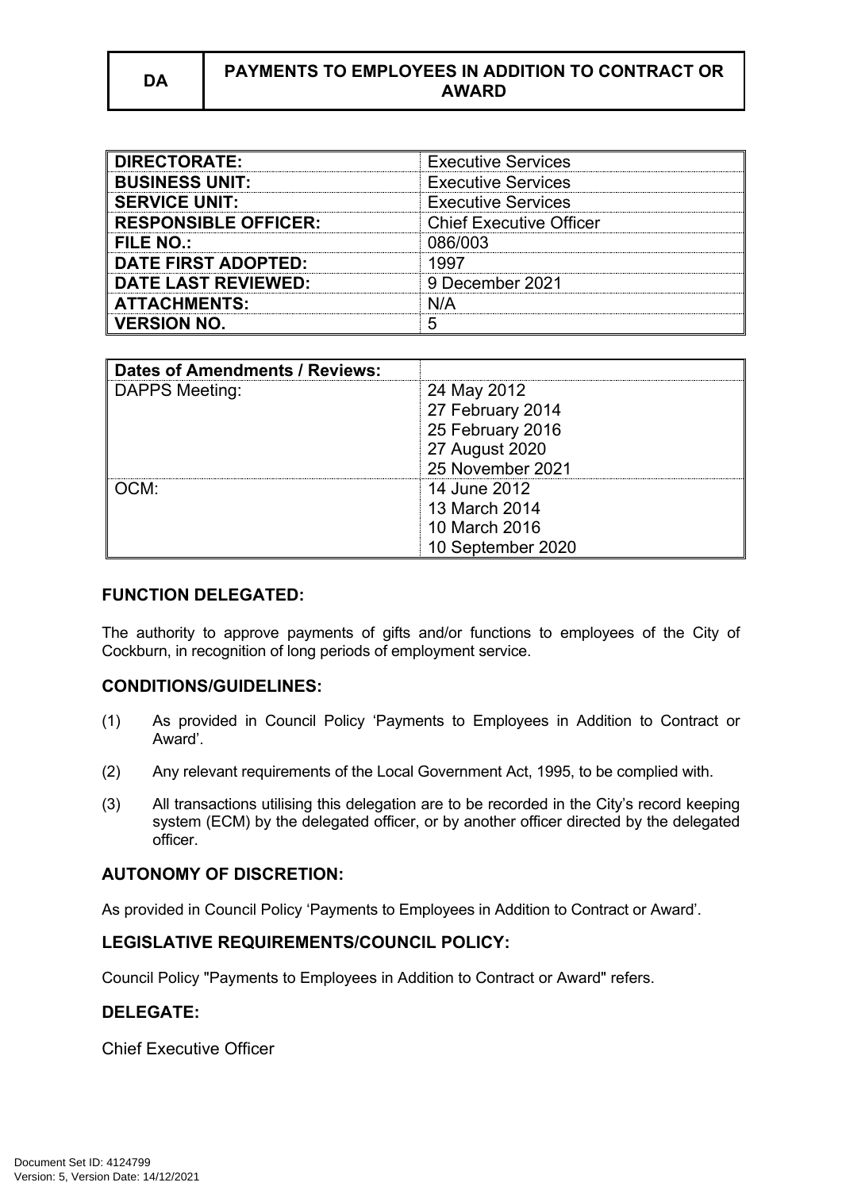| DA | PAYMENTS TO EMPLOYEES IN ADDITION TO CONTRACT OR AWARD |
| --- | --- |

| DIRECTORATE: | Executive Services |
| --- | --- |
| BUSINESS UNIT: | Executive Services |
| SERVICE UNIT: | Executive Services |
| RESPONSIBLE OFFICER: | Chief Executive Officer |
| FILE NO.: | 086/003 |
| DATE FIRST ADOPTED: | 1997 |
| DATE LAST REVIEWED: | 9 December 2021 |
| ATTACHMENTS: | N/A |
| VERSION NO. | 5 |

| Dates of Amendments / Reviews: | |
| --- | --- |
| DAPPS Meeting: | 24 May 2012<br>27 February 2014<br>25 February 2016<br>27 August 2020<br>25 November 2021 |
| OCM: | 14 June 2012<br>13 March 2014<br>10 March 2016<br>10 September 2020 |

## FUNCTION DELEGATED:

The authority to approve payments of gifts and/or functions to employees of the City of Cockburn, in recognition of long periods of employment service.

## CONDITIONS/GUIDELINES:

(1) As provided in Council Policy 'Payments to Employees in Addition to Contract or Award'.

(2) Any relevant requirements of the Local Government Act, 1995, to be complied with.

(3) All transactions utilising this delegation are to be recorded in the City's record keeping system (ECM) by the delegated officer, or by another officer directed by the delegated officer.

## AUTONOMY OF DISCRETION:

As provided in Council Policy 'Payments to Employees in Addition to Contract or Award'.

## LEGISLATIVE REQUIREMENTS/COUNCIL POLICY:

Council Policy "Payments to Employees in Addition to Contract or Award" refers.

## DELEGATE:

Chief Executive Officer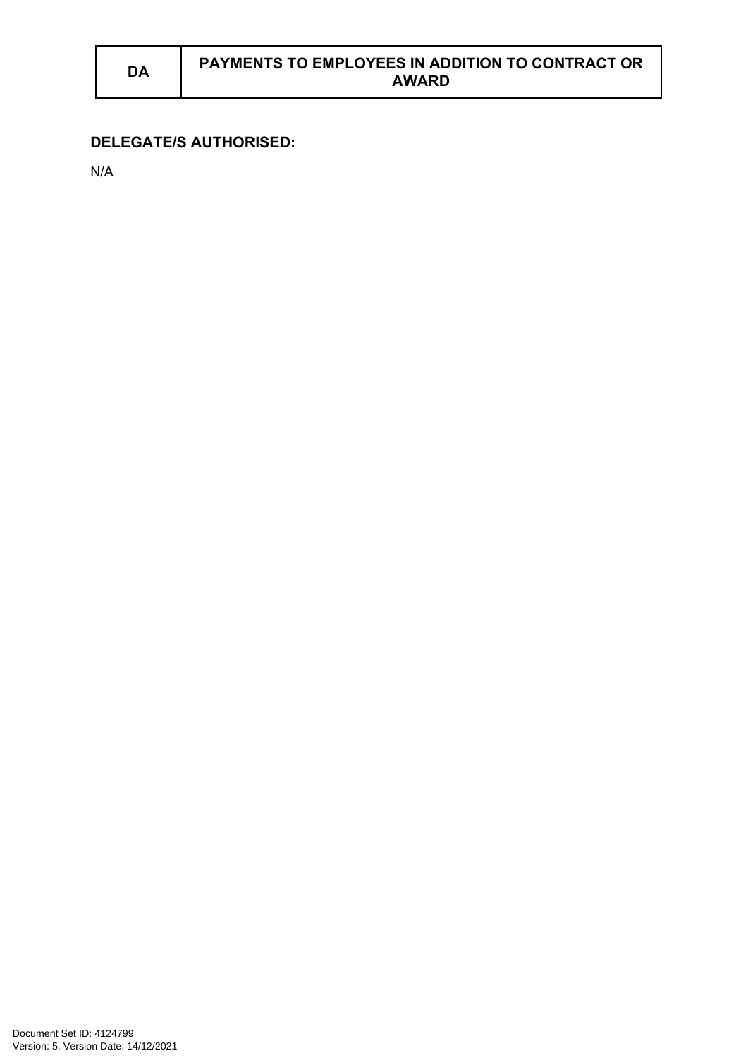| DA | PAYMENTS TO EMPLOYEES IN ADDITION TO CONTRACT OR AWARD |
| --- | --- |

**DELEGATE/S AUTHORISED:**

N/A